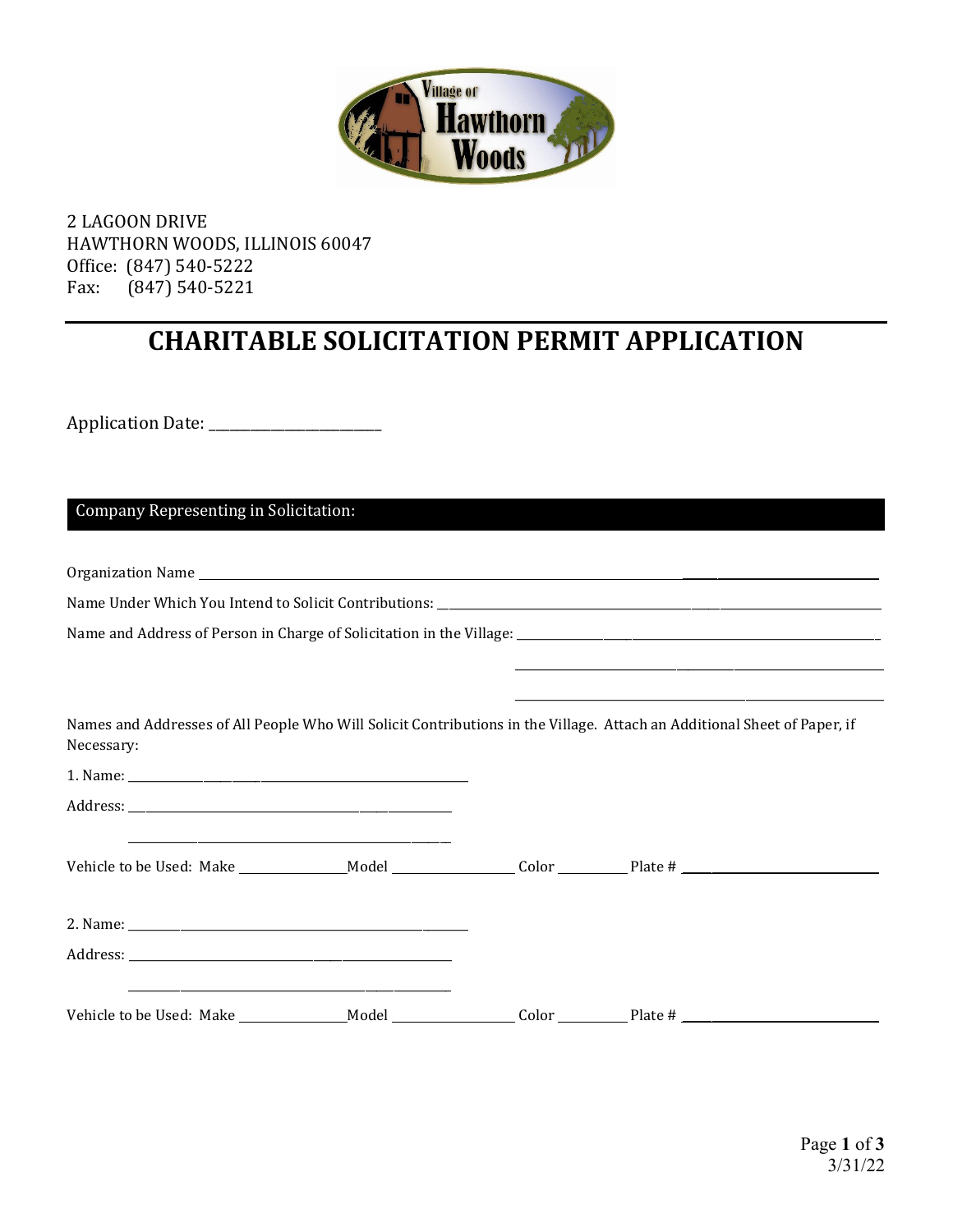2 LAGOON DRIVE
HAWTHORN WOODS, ILLINOIS 60047
Office: (847) 540-5222
Fax: (847) 540-5221

# CHARITABLE SOLICITATION PERMIT APPLICATION

Application Date: ________________________

## Company Representing in Solicitation:

Organization Name ____________________________________________________________________________

Name Under Which You Intend to Solicit Contributions: ______________________________________________

Name and Address of Person in Charge of Solicitation in the Village: ___________________________________

____________________________________

____________________________________

Names and Addresses of All People Who Will Solicit Contributions in the Village. Attach an Additional Sheet of Paper, if Necessary:

1. Name: ______________________________________________

Address: ____________________________________________

____________________________________________

Vehicle to be Used: Make ______________ Model ________________ Color __________ Plate # ____________________

2. Name: ______________________________________________

Address: ____________________________________________

____________________________________________

Vehicle to be Used: Make ______________ Model ________________ Color __________ Plate # ____________________

3/31/22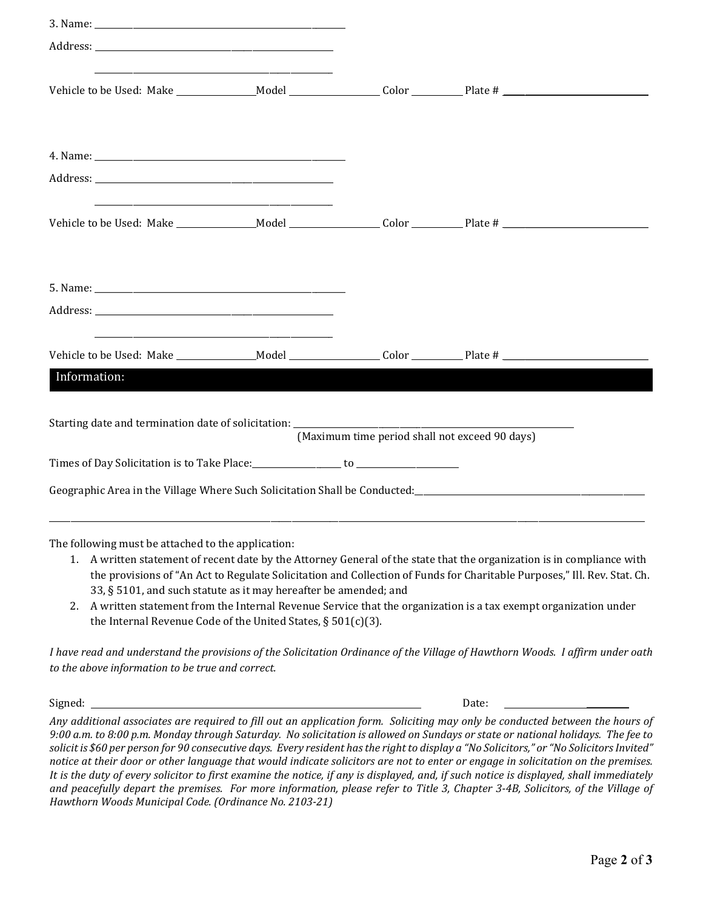3. Name: ______________________________________________

Address: ______________________________________________

______________________________________________

Vehicle to be Used: Make ______________ Model ________________ Color __________ Plate # ____________________________

4. Name: ______________________________________________

Address: ______________________________________________

______________________________________________

Vehicle to be Used: Make ______________ Model ________________ Color __________ Plate # ____________________________

5. Name: ______________________________________________

Address: ______________________________________________

______________________________________________

Vehicle to be Used: Make ______________ Model ________________ Color __________ Plate # ____________________________

## Information:

Starting date and termination date of solicitation: ______________________________________________
(Maximum time period shall not exceed 90 days)

Times of Day Solicitation is to Take Place: ________________ to __________________

Geographic Area in the Village Where Such Solicitation Shall be Conducted: ______________________________________________

______________________________________________________________________________________________

The following must be attached to the application:

1. A written statement of recent date by the Attorney General of the state that the organization is in compliance with the provisions of "An Act to Regulate Solicitation and Collection of Funds for Charitable Purposes," Ill. Rev. Stat. Ch. 33, § 5101, and such statute as it may hereafter be amended; and
2. A written statement from the Internal Revenue Service that the organization is a tax exempt organization under the Internal Revenue Code of the United States, § 501(c)(3).

*I have read and understand the provisions of the Solicitation Ordinance of the Village of Hawthorn Woods. I affirm under oath to the above information to be true and correct.*

Signed: ________________________________________________ Date: ____________________

*Any additional associates are required to fill out an application form. Soliciting may only be conducted between the hours of 9:00 a.m. to 8:00 p.m. Monday through Saturday. No solicitation is allowed on Sundays or state or national holidays. The fee to solicit is $60 per person for 90 consecutive days. Every resident has the right to display a "No Solicitors," or "No Solicitors Invited" notice at their door or other language that would indicate solicitors are not to enter or engage in solicitation on the premises. It is the duty of every solicitor to first examine the notice, if any is displayed, and, if such notice is displayed, shall immediately and peacefully depart the premises. For more information, please refer to Title 3, Chapter 3-4B, Solicitors, of the Village of Hawthorn Woods Municipal Code. (Ordinance No. 2103-21)*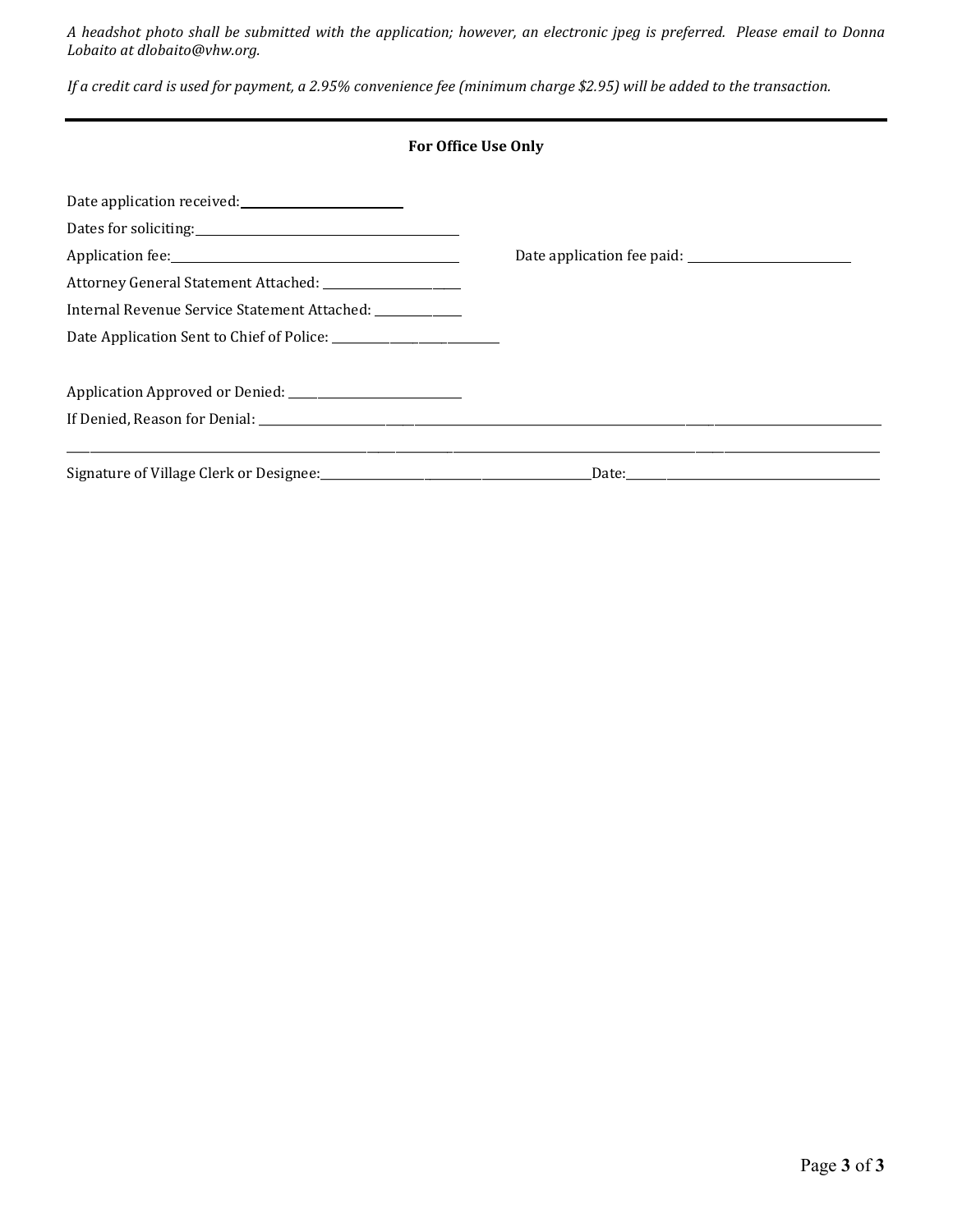*A headshot photo shall be submitted with the application; however, an electronic jpeg is preferred. Please email to Donna Lobaito at dlobaito@vhw.org.*

*If a credit card is used for payment, a 2.95% convenience fee (minimum charge $2.95) will be added to the transaction.*

---

**For Office Use Only**

Date application received: ______________________

Dates for soliciting: ______________________

Application fee: ______________________ Date application fee paid: ______________________

Attorney General Statement Attached: ______________________

Internal Revenue Service Statement Attached: ______________

Date Application Sent to Chief of Police: ______________________

Application Approved or Denied: ______________________

If Denied, Reason for Denial: ______________________________________________________________________________

______________________________________________________________________________________________________

Signature of Village Clerk or Designee: ______________________________ Date: ______________________________